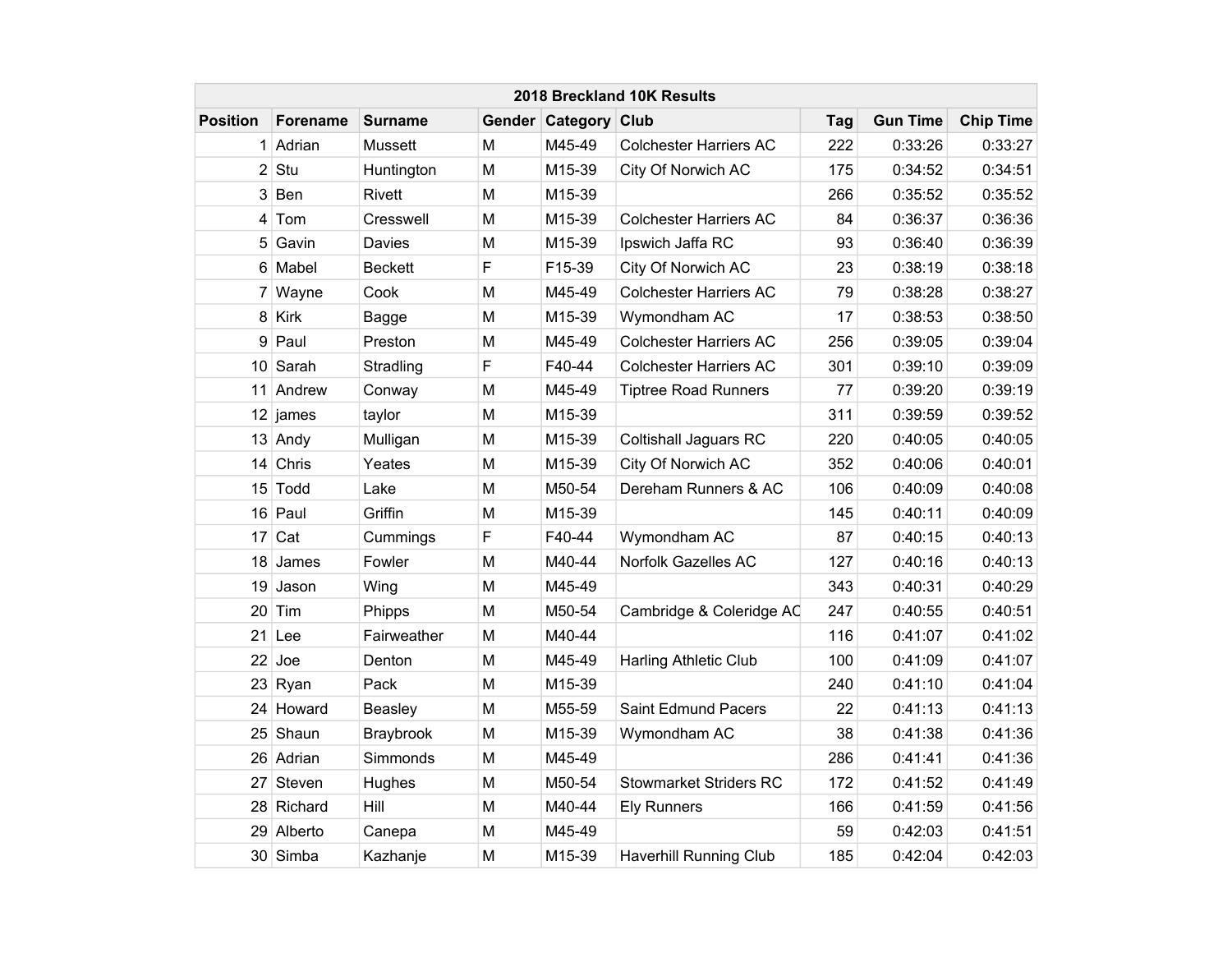## 2018 Breckland 10K Results

| Position | Forename | Surname | Gender | Category | Club | Tag | Gun Time | Chip Time |
|---|---|---|---|---|---|---|---|---|
| 1 | Adrian | Mussett | M | M45-49 | Colchester Harriers AC | 222 | 0:33:26 | 0:33:27 |
| 2 | Stu | Huntington | M | M15-39 | City Of Norwich AC | 175 | 0:34:52 | 0:34:51 |
| 3 | Ben | Rivett | M | M15-39 | | 266 | 0:35:52 | 0:35:52 |
| 4 | Tom | Cresswell | M | M15-39 | Colchester Harriers AC | 84 | 0:36:37 | 0:36:36 |
| 5 | Gavin | Davies | M | M15-39 | Ipswich Jaffa RC | 93 | 0:36:40 | 0:36:39 |
| 6 | Mabel | Beckett | F | F15-39 | City Of Norwich AC | 23 | 0:38:19 | 0:38:18 |
| 7 | Wayne | Cook | M | M45-49 | Colchester Harriers AC | 79 | 0:38:28 | 0:38:27 |
| 8 | Kirk | Bagge | M | M15-39 | Wymondham AC | 17 | 0:38:53 | 0:38:50 |
| 9 | Paul | Preston | M | M45-49 | Colchester Harriers AC | 256 | 0:39:05 | 0:39:04 |
| 10 | Sarah | Stradling | F | F40-44 | Colchester Harriers AC | 301 | 0:39:10 | 0:39:09 |
| 11 | Andrew | Conway | M | M45-49 | Tiptree Road Runners | 77 | 0:39:20 | 0:39:19 |
| 12 | james | taylor | M | M15-39 | | 311 | 0:39:59 | 0:39:52 |
| 13 | Andy | Mulligan | M | M15-39 | Coltishall Jaguars RC | 220 | 0:40:05 | 0:40:05 |
| 14 | Chris | Yeates | M | M15-39 | City Of Norwich AC | 352 | 0:40:06 | 0:40:01 |
| 15 | Todd | Lake | M | M50-54 | Dereham Runners & AC | 106 | 0:40:09 | 0:40:08 |
| 16 | Paul | Griffin | M | M15-39 | | 145 | 0:40:11 | 0:40:09 |
| 17 | Cat | Cummings | F | F40-44 | Wymondham AC | 87 | 0:40:15 | 0:40:13 |
| 18 | James | Fowler | M | M40-44 | Norfolk Gazelles AC | 127 | 0:40:16 | 0:40:13 |
| 19 | Jason | Wing | M | M45-49 | | 343 | 0:40:31 | 0:40:29 |
| 20 | Tim | Phipps | M | M50-54 | Cambridge & Coleridge AC | 247 | 0:40:55 | 0:40:51 |
| 21 | Lee | Fairweather | M | M40-44 | | 116 | 0:41:07 | 0:41:02 |
| 22 | Joe | Denton | M | M45-49 | Harling Athletic Club | 100 | 0:41:09 | 0:41:07 |
| 23 | Ryan | Pack | M | M15-39 | | 240 | 0:41:10 | 0:41:04 |
| 24 | Howard | Beasley | M | M55-59 | Saint Edmund Pacers | 22 | 0:41:13 | 0:41:13 |
| 25 | Shaun | Braybrook | M | M15-39 | Wymondham AC | 38 | 0:41:38 | 0:41:36 |
| 26 | Adrian | Simmonds | M | M45-49 | | 286 | 0:41:41 | 0:41:36 |
| 27 | Steven | Hughes | M | M50-54 | Stowmarket Striders RC | 172 | 0:41:52 | 0:41:49 |
| 28 | Richard | Hill | M | M40-44 | Ely Runners | 166 | 0:41:59 | 0:41:56 |
| 29 | Alberto | Canepa | M | M45-49 | | 59 | 0:42:03 | 0:41:51 |
| 30 | Simba | Kazhanje | M | M15-39 | Haverhill Running Club | 185 | 0:42:04 | 0:42:03 |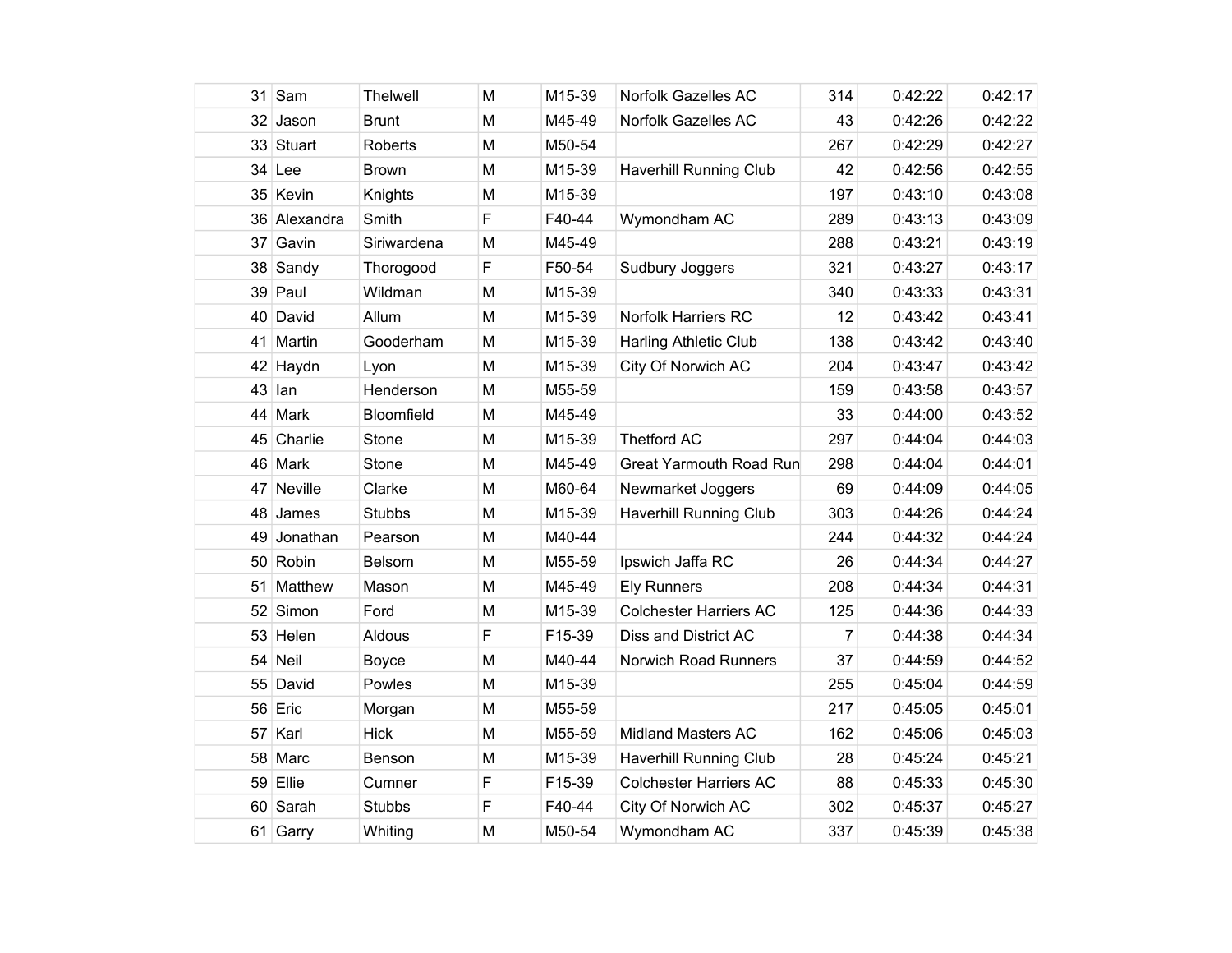| | | | | | | | | |
|---|---|---|---|---|---|---|---|---|
| 31 | Sam | Thelwell | M | M15-39 | Norfolk Gazelles AC | 314 | 0:42:22 | 0:42:17 |
| 32 | Jason | Brunt | M | M45-49 | Norfolk Gazelles AC | 43 | 0:42:26 | 0:42:22 |
| 33 | Stuart | Roberts | M | M50-54 | | 267 | 0:42:29 | 0:42:27 |
| 34 | Lee | Brown | M | M15-39 | Haverhill Running Club | 42 | 0:42:56 | 0:42:55 |
| 35 | Kevin | Knights | M | M15-39 | | 197 | 0:43:10 | 0:43:08 |
| 36 | Alexandra | Smith | F | F40-44 | Wymondham AC | 289 | 0:43:13 | 0:43:09 |
| 37 | Gavin | Siriwardena | M | M45-49 | | 288 | 0:43:21 | 0:43:19 |
| 38 | Sandy | Thorogood | F | F50-54 | Sudbury Joggers | 321 | 0:43:27 | 0:43:17 |
| 39 | Paul | Wildman | M | M15-39 | | 340 | 0:43:33 | 0:43:31 |
| 40 | David | Allum | M | M15-39 | Norfolk Harriers RC | 12 | 0:43:42 | 0:43:41 |
| 41 | Martin | Gooderham | M | M15-39 | Harling Athletic Club | 138 | 0:43:42 | 0:43:40 |
| 42 | Haydn | Lyon | M | M15-39 | City Of Norwich AC | 204 | 0:43:47 | 0:43:42 |
| 43 | Ian | Henderson | M | M55-59 | | 159 | 0:43:58 | 0:43:57 |
| 44 | Mark | Bloomfield | M | M45-49 | | 33 | 0:44:00 | 0:43:52 |
| 45 | Charlie | Stone | M | M15-39 | Thetford AC | 297 | 0:44:04 | 0:44:03 |
| 46 | Mark | Stone | M | M45-49 | Great Yarmouth Road Run | 298 | 0:44:04 | 0:44:01 |
| 47 | Neville | Clarke | M | M60-64 | Newmarket Joggers | 69 | 0:44:09 | 0:44:05 |
| 48 | James | Stubbs | M | M15-39 | Haverhill Running Club | 303 | 0:44:26 | 0:44:24 |
| 49 | Jonathan | Pearson | M | M40-44 | | 244 | 0:44:32 | 0:44:24 |
| 50 | Robin | Belsom | M | M55-59 | Ipswich Jaffa RC | 26 | 0:44:34 | 0:44:27 |
| 51 | Matthew | Mason | M | M45-49 | Ely Runners | 208 | 0:44:34 | 0:44:31 |
| 52 | Simon | Ford | M | M15-39 | Colchester Harriers AC | 125 | 0:44:36 | 0:44:33 |
| 53 | Helen | Aldous | F | F15-39 | Diss and District AC | 7 | 0:44:38 | 0:44:34 |
| 54 | Neil | Boyce | M | M40-44 | Norwich Road Runners | 37 | 0:44:59 | 0:44:52 |
| 55 | David | Powles | M | M15-39 | | 255 | 0:45:04 | 0:44:59 |
| 56 | Eric | Morgan | M | M55-59 | | 217 | 0:45:05 | 0:45:01 |
| 57 | Karl | Hick | M | M55-59 | Midland Masters AC | 162 | 0:45:06 | 0:45:03 |
| 58 | Marc | Benson | M | M15-39 | Haverhill Running Club | 28 | 0:45:24 | 0:45:21 |
| 59 | Ellie | Cumner | F | F15-39 | Colchester Harriers AC | 88 | 0:45:33 | 0:45:30 |
| 60 | Sarah | Stubbs | F | F40-44 | City Of Norwich AC | 302 | 0:45:37 | 0:45:27 |
| 61 | Garry | Whiting | M | M50-54 | Wymondham AC | 337 | 0:45:39 | 0:45:38 |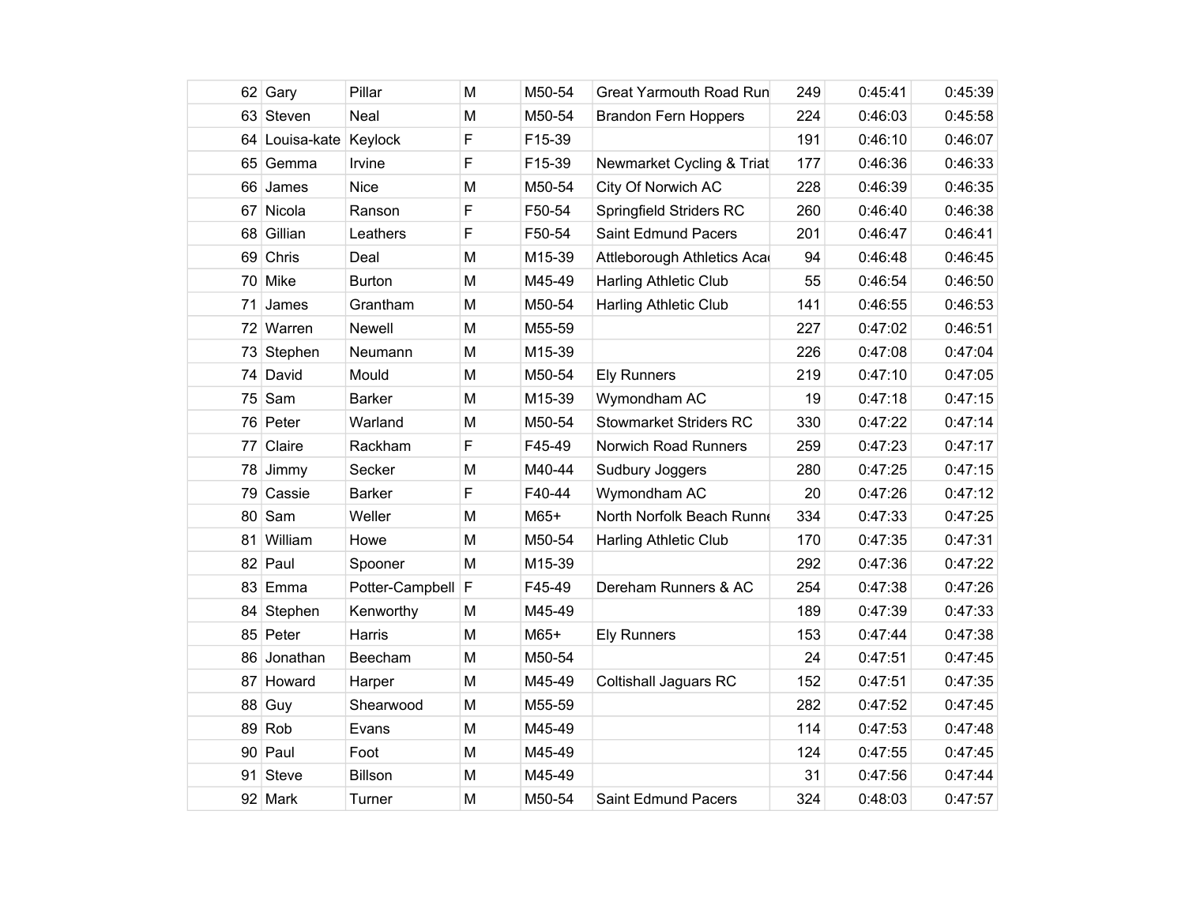| | | | | | | | | |
|---|---|---|---|---|---|---|---|---|
| 62 | Gary | Pillar | M | M50-54 | Great Yarmouth Road Run | 249 | 0:45:41 | 0:45:39 |
| 63 | Steven | Neal | M | M50-54 | Brandon Fern Hoppers | 224 | 0:46:03 | 0:45:58 |
| 64 | Louisa-kate | Keylock | F | F15-39 | | 191 | 0:46:10 | 0:46:07 |
| 65 | Gemma | Irvine | F | F15-39 | Newmarket Cycling & Triat | 177 | 0:46:36 | 0:46:33 |
| 66 | James | Nice | M | M50-54 | City Of Norwich AC | 228 | 0:46:39 | 0:46:35 |
| 67 | Nicola | Ranson | F | F50-54 | Springfield Striders RC | 260 | 0:46:40 | 0:46:38 |
| 68 | Gillian | Leathers | F | F50-54 | Saint Edmund Pacers | 201 | 0:46:47 | 0:46:41 |
| 69 | Chris | Deal | M | M15-39 | Attleborough Athletics Acad | 94 | 0:46:48 | 0:46:45 |
| 70 | Mike | Burton | M | M45-49 | Harling Athletic Club | 55 | 0:46:54 | 0:46:50 |
| 71 | James | Grantham | M | M50-54 | Harling Athletic Club | 141 | 0:46:55 | 0:46:53 |
| 72 | Warren | Newell | M | M55-59 | | 227 | 0:47:02 | 0:46:51 |
| 73 | Stephen | Neumann | M | M15-39 | | 226 | 0:47:08 | 0:47:04 |
| 74 | David | Mould | M | M50-54 | Ely Runners | 219 | 0:47:10 | 0:47:05 |
| 75 | Sam | Barker | M | M15-39 | Wymondham AC | 19 | 0:47:18 | 0:47:15 |
| 76 | Peter | Warland | M | M50-54 | Stowmarket Striders RC | 330 | 0:47:22 | 0:47:14 |
| 77 | Claire | Rackham | F | F45-49 | Norwich Road Runners | 259 | 0:47:23 | 0:47:17 |
| 78 | Jimmy | Secker | M | M40-44 | Sudbury Joggers | 280 | 0:47:25 | 0:47:15 |
| 79 | Cassie | Barker | F | F40-44 | Wymondham AC | 20 | 0:47:26 | 0:47:12 |
| 80 | Sam | Weller | M | M65+ | North Norfolk Beach Runne | 334 | 0:47:33 | 0:47:25 |
| 81 | William | Howe | M | M50-54 | Harling Athletic Club | 170 | 0:47:35 | 0:47:31 |
| 82 | Paul | Spooner | M | M15-39 | | 292 | 0:47:36 | 0:47:22 |
| 83 | Emma | Potter-Campbell | F | F45-49 | Dereham Runners & AC | 254 | 0:47:38 | 0:47:26 |
| 84 | Stephen | Kenworthy | M | M45-49 | | 189 | 0:47:39 | 0:47:33 |
| 85 | Peter | Harris | M | M65+ | Ely Runners | 153 | 0:47:44 | 0:47:38 |
| 86 | Jonathan | Beecham | M | M50-54 | | 24 | 0:47:51 | 0:47:45 |
| 87 | Howard | Harper | M | M45-49 | Coltishall Jaguars RC | 152 | 0:47:51 | 0:47:35 |
| 88 | Guy | Shearwood | M | M55-59 | | 282 | 0:47:52 | 0:47:45 |
| 89 | Rob | Evans | M | M45-49 | | 114 | 0:47:53 | 0:47:48 |
| 90 | Paul | Foot | M | M45-49 | | 124 | 0:47:55 | 0:47:45 |
| 91 | Steve | Billson | M | M45-49 | | 31 | 0:47:56 | 0:47:44 |
| 92 | Mark | Turner | M | M50-54 | Saint Edmund Pacers | 324 | 0:48:03 | 0:47:57 |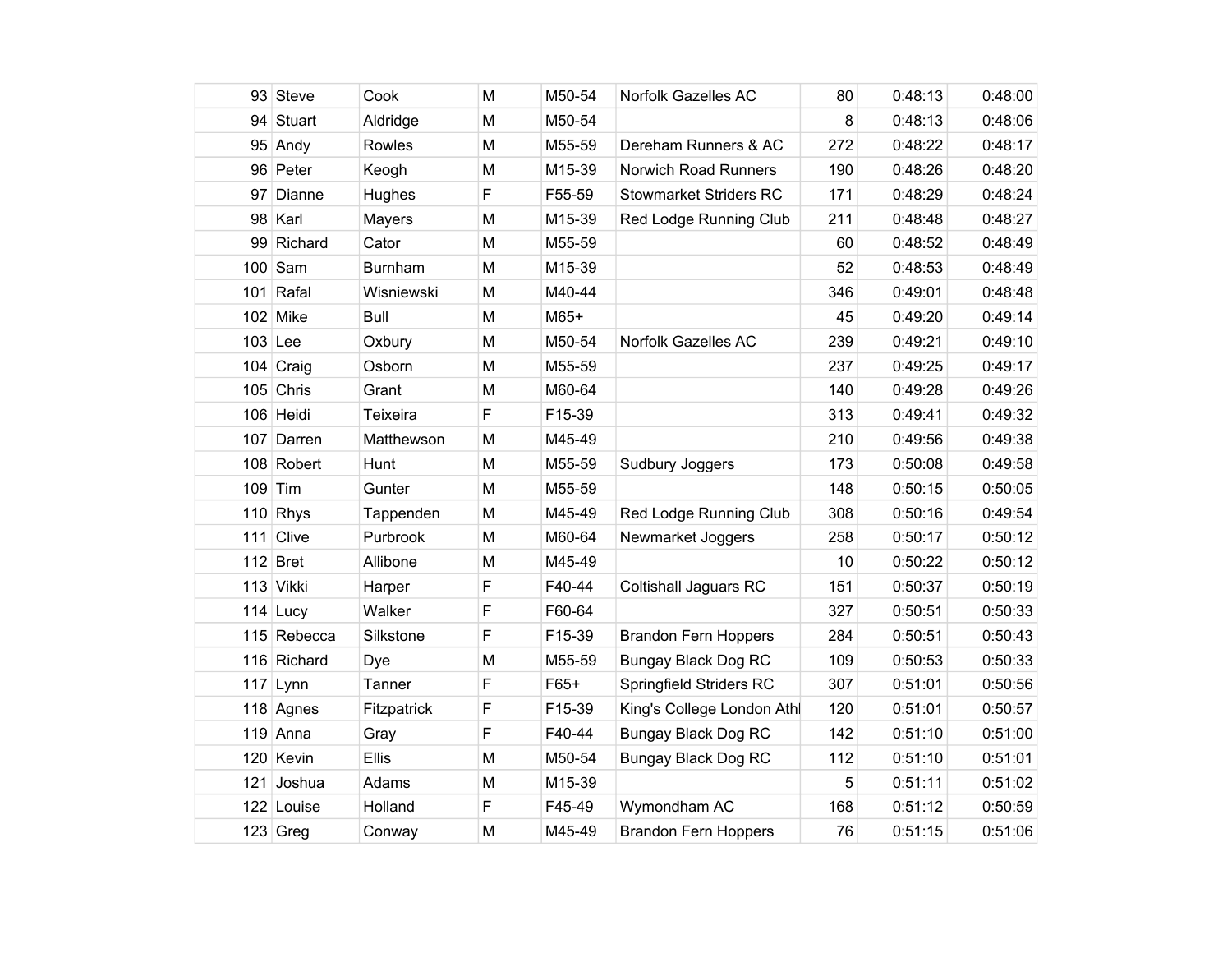| | | | | | | | | |
|---|---|---|---|---|---|---|---|---|
| 93 | Steve | Cook | M | M50-54 | Norfolk Gazelles AC | 80 | 0:48:13 | 0:48:00 |
| 94 | Stuart | Aldridge | M | M50-54 | | 8 | 0:48:13 | 0:48:06 |
| 95 | Andy | Rowles | M | M55-59 | Dereham Runners & AC | 272 | 0:48:22 | 0:48:17 |
| 96 | Peter | Keogh | M | M15-39 | Norwich Road Runners | 190 | 0:48:26 | 0:48:20 |
| 97 | Dianne | Hughes | F | F55-59 | Stowmarket Striders RC | 171 | 0:48:29 | 0:48:24 |
| 98 | Karl | Mayers | M | M15-39 | Red Lodge Running Club | 211 | 0:48:48 | 0:48:27 |
| 99 | Richard | Cator | M | M55-59 | | 60 | 0:48:52 | 0:48:49 |
| 100 | Sam | Burnham | M | M15-39 | | 52 | 0:48:53 | 0:48:49 |
| 101 | Rafal | Wisniewski | M | M40-44 | | 346 | 0:49:01 | 0:48:48 |
| 102 | Mike | Bull | M | M65+ | | 45 | 0:49:20 | 0:49:14 |
| 103 | Lee | Oxbury | M | M50-54 | Norfolk Gazelles AC | 239 | 0:49:21 | 0:49:10 |
| 104 | Craig | Osborn | M | M55-59 | | 237 | 0:49:25 | 0:49:17 |
| 105 | Chris | Grant | M | M60-64 | | 140 | 0:49:28 | 0:49:26 |
| 106 | Heidi | Teixeira | F | F15-39 | | 313 | 0:49:41 | 0:49:32 |
| 107 | Darren | Matthewson | M | M45-49 | | 210 | 0:49:56 | 0:49:38 |
| 108 | Robert | Hunt | M | M55-59 | Sudbury Joggers | 173 | 0:50:08 | 0:49:58 |
| 109 | Tim | Gunter | M | M55-59 | | 148 | 0:50:15 | 0:50:05 |
| 110 | Rhys | Tappenden | M | M45-49 | Red Lodge Running Club | 308 | 0:50:16 | 0:49:54 |
| 111 | Clive | Purbrook | M | M60-64 | Newmarket Joggers | 258 | 0:50:17 | 0:50:12 |
| 112 | Bret | Allibone | M | M45-49 | | 10 | 0:50:22 | 0:50:12 |
| 113 | Vikki | Harper | F | F40-44 | Coltishall Jaguars RC | 151 | 0:50:37 | 0:50:19 |
| 114 | Lucy | Walker | F | F60-64 | | 327 | 0:50:51 | 0:50:33 |
| 115 | Rebecca | Silkstone | F | F15-39 | Brandon Fern Hoppers | 284 | 0:50:51 | 0:50:43 |
| 116 | Richard | Dye | M | M55-59 | Bungay Black Dog RC | 109 | 0:50:53 | 0:50:33 |
| 117 | Lynn | Tanner | F | F65+ | Springfield Striders RC | 307 | 0:51:01 | 0:50:56 |
| 118 | Agnes | Fitzpatrick | F | F15-39 | King's College London Athl | 120 | 0:51:01 | 0:50:57 |
| 119 | Anna | Gray | F | F40-44 | Bungay Black Dog RC | 142 | 0:51:10 | 0:51:00 |
| 120 | Kevin | Ellis | M | M50-54 | Bungay Black Dog RC | 112 | 0:51:10 | 0:51:01 |
| 121 | Joshua | Adams | M | M15-39 | | 5 | 0:51:11 | 0:51:02 |
| 122 | Louise | Holland | F | F45-49 | Wymondham AC | 168 | 0:51:12 | 0:50:59 |
| 123 | Greg | Conway | M | M45-49 | Brandon Fern Hoppers | 76 | 0:51:15 | 0:51:06 |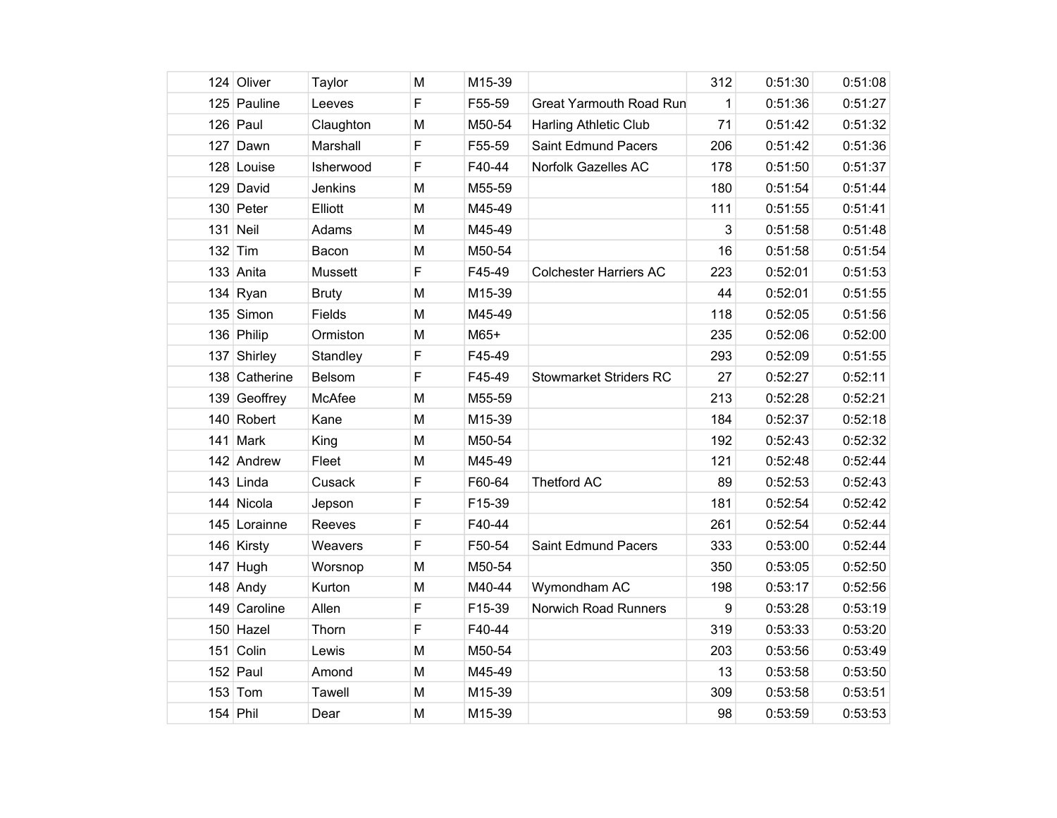| | | | | | | | | |
|---|---|---|---|---|---|---|---|---|
| 124 | Oliver | Taylor | M | M15-39 | | 312 | 0:51:30 | 0:51:08 |
| 125 | Pauline | Leeves | F | F55-59 | Great Yarmouth Road Run | 1 | 0:51:36 | 0:51:27 |
| 126 | Paul | Claughton | M | M50-54 | Harling Athletic Club | 71 | 0:51:42 | 0:51:32 |
| 127 | Dawn | Marshall | F | F55-59 | Saint Edmund Pacers | 206 | 0:51:42 | 0:51:36 |
| 128 | Louise | Isherwood | F | F40-44 | Norfolk Gazelles AC | 178 | 0:51:50 | 0:51:37 |
| 129 | David | Jenkins | M | M55-59 | | 180 | 0:51:54 | 0:51:44 |
| 130 | Peter | Elliott | M | M45-49 | | 111 | 0:51:55 | 0:51:41 |
| 131 | Neil | Adams | M | M45-49 | | 3 | 0:51:58 | 0:51:48 |
| 132 | Tim | Bacon | M | M50-54 | | 16 | 0:51:58 | 0:51:54 |
| 133 | Anita | Mussett | F | F45-49 | Colchester Harriers AC | 223 | 0:52:01 | 0:51:53 |
| 134 | Ryan | Bruty | M | M15-39 | | 44 | 0:52:01 | 0:51:55 |
| 135 | Simon | Fields | M | M45-49 | | 118 | 0:52:05 | 0:51:56 |
| 136 | Philip | Ormiston | M | M65+ | | 235 | 0:52:06 | 0:52:00 |
| 137 | Shirley | Standley | F | F45-49 | | 293 | 0:52:09 | 0:51:55 |
| 138 | Catherine | Belsom | F | F45-49 | Stowmarket Striders RC | 27 | 0:52:27 | 0:52:11 |
| 139 | Geoffrey | McAfee | M | M55-59 | | 213 | 0:52:28 | 0:52:21 |
| 140 | Robert | Kane | M | M15-39 | | 184 | 0:52:37 | 0:52:18 |
| 141 | Mark | King | M | M50-54 | | 192 | 0:52:43 | 0:52:32 |
| 142 | Andrew | Fleet | M | M45-49 | | 121 | 0:52:48 | 0:52:44 |
| 143 | Linda | Cusack | F | F60-64 | Thetford AC | 89 | 0:52:53 | 0:52:43 |
| 144 | Nicola | Jepson | F | F15-39 | | 181 | 0:52:54 | 0:52:42 |
| 145 | Lorainne | Reeves | F | F40-44 | | 261 | 0:52:54 | 0:52:44 |
| 146 | Kirsty | Weavers | F | F50-54 | Saint Edmund Pacers | 333 | 0:53:00 | 0:52:44 |
| 147 | Hugh | Worsnop | M | M50-54 | | 350 | 0:53:05 | 0:52:50 |
| 148 | Andy | Kurton | M | M40-44 | Wymondham AC | 198 | 0:53:17 | 0:52:56 |
| 149 | Caroline | Allen | F | F15-39 | Norwich Road Runners | 9 | 0:53:28 | 0:53:19 |
| 150 | Hazel | Thorn | F | F40-44 | | 319 | 0:53:33 | 0:53:20 |
| 151 | Colin | Lewis | M | M50-54 | | 203 | 0:53:56 | 0:53:49 |
| 152 | Paul | Amond | M | M45-49 | | 13 | 0:53:58 | 0:53:50 |
| 153 | Tom | Tawell | M | M15-39 | | 309 | 0:53:58 | 0:53:51 |
| 154 | Phil | Dear | M | M15-39 | | 98 | 0:53:59 | 0:53:53 |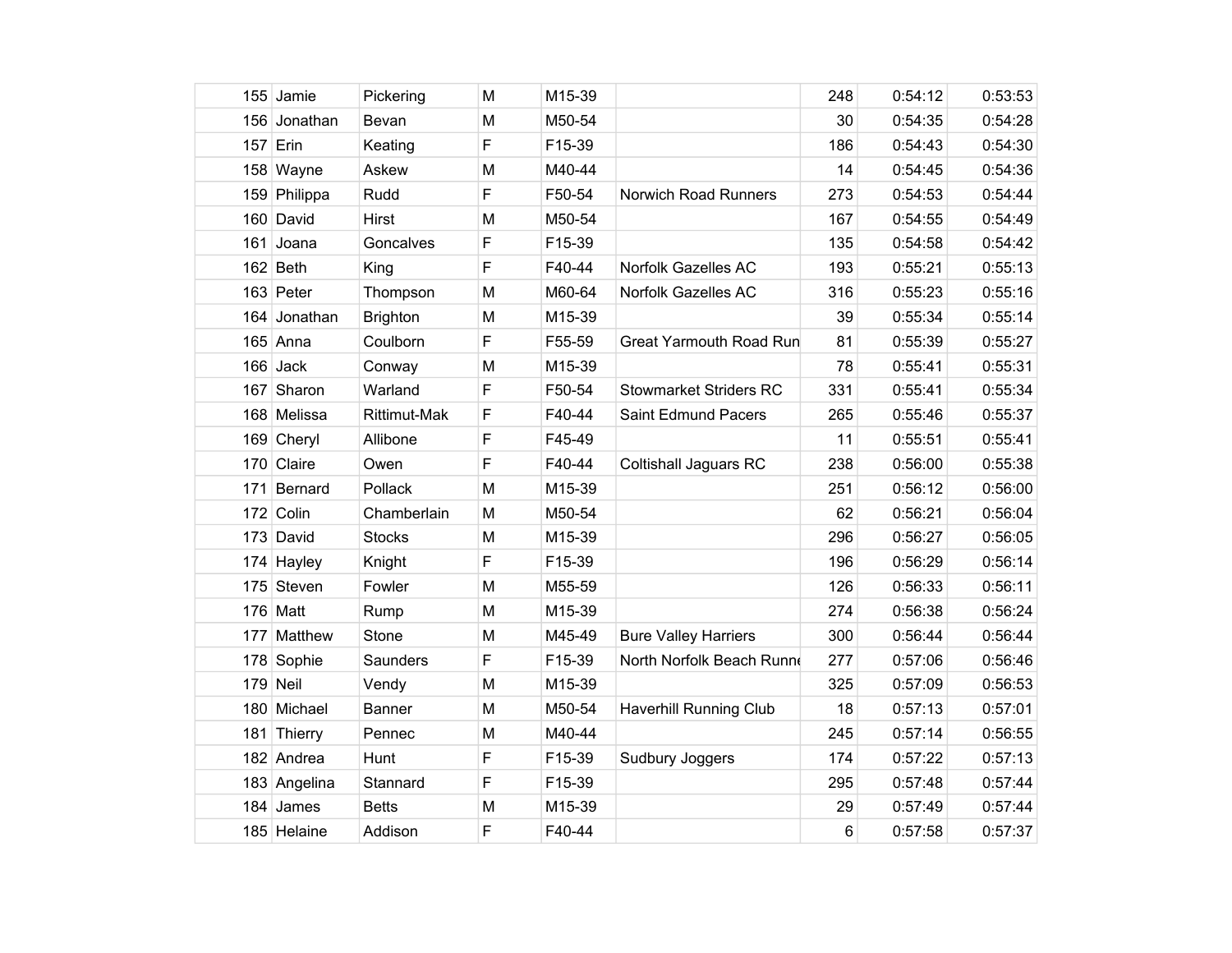| | | | | | | | |
|---|---|---|---|---|---|---|---|
| 155 Jamie | Pickering | M | M15-39 | | 248 | 0:54:12 | 0:53:53 |
| 156 Jonathan | Bevan | M | M50-54 | | 30 | 0:54:35 | 0:54:28 |
| 157 Erin | Keating | F | F15-39 | | 186 | 0:54:43 | 0:54:30 |
| 158 Wayne | Askew | M | M40-44 | | 14 | 0:54:45 | 0:54:36 |
| 159 Philippa | Rudd | F | F50-54 | Norwich Road Runners | 273 | 0:54:53 | 0:54:44 |
| 160 David | Hirst | M | M50-54 | | 167 | 0:54:55 | 0:54:49 |
| 161 Joana | Goncalves | F | F15-39 | | 135 | 0:54:58 | 0:54:42 |
| 162 Beth | King | F | F40-44 | Norfolk Gazelles AC | 193 | 0:55:21 | 0:55:13 |
| 163 Peter | Thompson | M | M60-64 | Norfolk Gazelles AC | 316 | 0:55:23 | 0:55:16 |
| 164 Jonathan | Brighton | M | M15-39 | | 39 | 0:55:34 | 0:55:14 |
| 165 Anna | Coulborn | F | F55-59 | Great Yarmouth Road Run | 81 | 0:55:39 | 0:55:27 |
| 166 Jack | Conway | M | M15-39 | | 78 | 0:55:41 | 0:55:31 |
| 167 Sharon | Warland | F | F50-54 | Stowmarket Striders RC | 331 | 0:55:41 | 0:55:34 |
| 168 Melissa | Rittimut-Mak | F | F40-44 | Saint Edmund Pacers | 265 | 0:55:46 | 0:55:37 |
| 169 Cheryl | Allibone | F | F45-49 | | 11 | 0:55:51 | 0:55:41 |
| 170 Claire | Owen | F | F40-44 | Coltishall Jaguars RC | 238 | 0:56:00 | 0:55:38 |
| 171 Bernard | Pollack | M | M15-39 | | 251 | 0:56:12 | 0:56:00 |
| 172 Colin | Chamberlain | M | M50-54 | | 62 | 0:56:21 | 0:56:04 |
| 173 David | Stocks | M | M15-39 | | 296 | 0:56:27 | 0:56:05 |
| 174 Hayley | Knight | F | F15-39 | | 196 | 0:56:29 | 0:56:14 |
| 175 Steven | Fowler | M | M55-59 | | 126 | 0:56:33 | 0:56:11 |
| 176 Matt | Rump | M | M15-39 | | 274 | 0:56:38 | 0:56:24 |
| 177 Matthew | Stone | M | M45-49 | Bure Valley Harriers | 300 | 0:56:44 | 0:56:44 |
| 178 Sophie | Saunders | F | F15-39 | North Norfolk Beach Runne | 277 | 0:57:06 | 0:56:46 |
| 179 Neil | Vendy | M | M15-39 | | 325 | 0:57:09 | 0:56:53 |
| 180 Michael | Banner | M | M50-54 | Haverhill Running Club | 18 | 0:57:13 | 0:57:01 |
| 181 Thierry | Pennec | M | M40-44 | | 245 | 0:57:14 | 0:56:55 |
| 182 Andrea | Hunt | F | F15-39 | Sudbury Joggers | 174 | 0:57:22 | 0:57:13 |
| 183 Angelina | Stannard | F | F15-39 | | 295 | 0:57:48 | 0:57:44 |
| 184 James | Betts | M | M15-39 | | 29 | 0:57:49 | 0:57:44 |
| 185 Helaine | Addison | F | F40-44 | | 6 | 0:57:58 | 0:57:37 |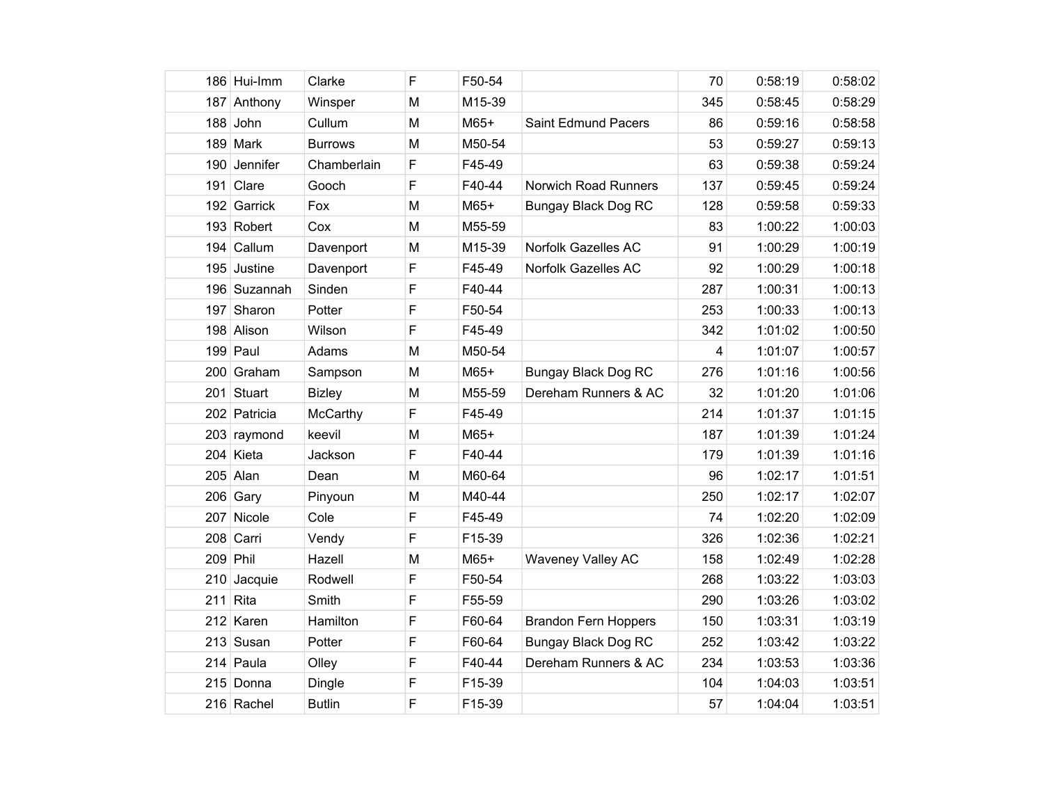| | | | | | | | | |
|---|---|---|---|---|---|---|---|---|
| 186 | Hui-Imm | Clarke | F | F50-54 | | 70 | 0:58:19 | 0:58:02 |
| 187 | Anthony | Winsper | M | M15-39 | | 345 | 0:58:45 | 0:58:29 |
| 188 | John | Cullum | M | M65+ | Saint Edmund Pacers | 86 | 0:59:16 | 0:58:58 |
| 189 | Mark | Burrows | M | M50-54 | | 53 | 0:59:27 | 0:59:13 |
| 190 | Jennifer | Chamberlain | F | F45-49 | | 63 | 0:59:38 | 0:59:24 |
| 191 | Clare | Gooch | F | F40-44 | Norwich Road Runners | 137 | 0:59:45 | 0:59:24 |
| 192 | Garrick | Fox | M | M65+ | Bungay Black Dog RC | 128 | 0:59:58 | 0:59:33 |
| 193 | Robert | Cox | M | M55-59 | | 83 | 1:00:22 | 1:00:03 |
| 194 | Callum | Davenport | M | M15-39 | Norfolk Gazelles AC | 91 | 1:00:29 | 1:00:19 |
| 195 | Justine | Davenport | F | F45-49 | Norfolk Gazelles AC | 92 | 1:00:29 | 1:00:18 |
| 196 | Suzannah | Sinden | F | F40-44 | | 287 | 1:00:31 | 1:00:13 |
| 197 | Sharon | Potter | F | F50-54 | | 253 | 1:00:33 | 1:00:13 |
| 198 | Alison | Wilson | F | F45-49 | | 342 | 1:01:02 | 1:00:50 |
| 199 | Paul | Adams | M | M50-54 | | 4 | 1:01:07 | 1:00:57 |
| 200 | Graham | Sampson | M | M65+ | Bungay Black Dog RC | 276 | 1:01:16 | 1:00:56 |
| 201 | Stuart | Bizley | M | M55-59 | Dereham Runners & AC | 32 | 1:01:20 | 1:01:06 |
| 202 | Patricia | McCarthy | F | F45-49 | | 214 | 1:01:37 | 1:01:15 |
| 203 | raymond | keevil | M | M65+ | | 187 | 1:01:39 | 1:01:24 |
| 204 | Kieta | Jackson | F | F40-44 | | 179 | 1:01:39 | 1:01:16 |
| 205 | Alan | Dean | M | M60-64 | | 96 | 1:02:17 | 1:01:51 |
| 206 | Gary | Pinyoun | M | M40-44 | | 250 | 1:02:17 | 1:02:07 |
| 207 | Nicole | Cole | F | F45-49 | | 74 | 1:02:20 | 1:02:09 |
| 208 | Carri | Vendy | F | F15-39 | | 326 | 1:02:36 | 1:02:21 |
| 209 | Phil | Hazell | M | M65+ | Waveney Valley AC | 158 | 1:02:49 | 1:02:28 |
| 210 | Jacquie | Rodwell | F | F50-54 | | 268 | 1:03:22 | 1:03:03 |
| 211 | Rita | Smith | F | F55-59 | | 290 | 1:03:26 | 1:03:02 |
| 212 | Karen | Hamilton | F | F60-64 | Brandon Fern Hoppers | 150 | 1:03:31 | 1:03:19 |
| 213 | Susan | Potter | F | F60-64 | Bungay Black Dog RC | 252 | 1:03:42 | 1:03:22 |
| 214 | Paula | Olley | F | F40-44 | Dereham Runners & AC | 234 | 1:03:53 | 1:03:36 |
| 215 | Donna | Dingle | F | F15-39 | | 104 | 1:04:03 | 1:03:51 |
| 216 | Rachel | Butlin | F | F15-39 | | 57 | 1:04:04 | 1:03:51 |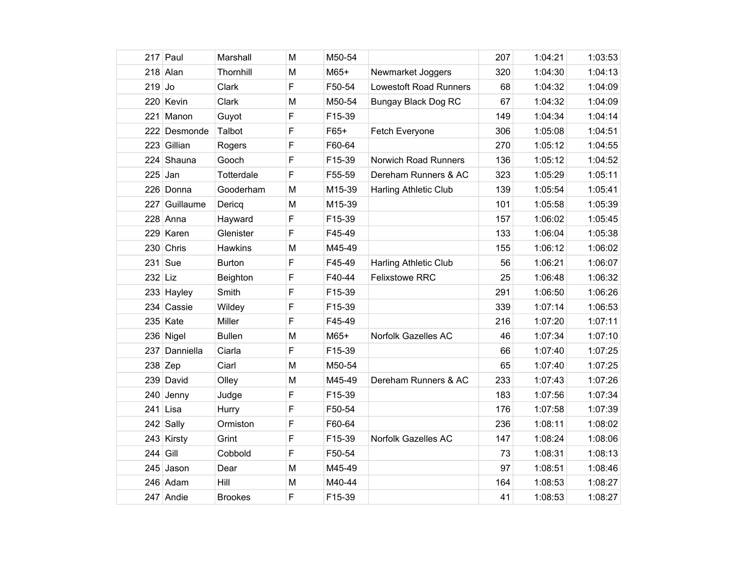| | | | | | | | | |
|---|---|---|---|---|---|---|---|---|
| 217 | Paul | Marshall | M | M50-54 | | 207 | 1:04:21 | 1:03:53 |
| 218 | Alan | Thornhill | M | M65+ | Newmarket Joggers | 320 | 1:04:30 | 1:04:13 |
| 219 | Jo | Clark | F | F50-54 | Lowestoft Road Runners | 68 | 1:04:32 | 1:04:09 |
| 220 | Kevin | Clark | M | M50-54 | Bungay Black Dog RC | 67 | 1:04:32 | 1:04:09 |
| 221 | Manon | Guyot | F | F15-39 | | 149 | 1:04:34 | 1:04:14 |
| 222 | Desmonde | Talbot | F | F65+ | Fetch Everyone | 306 | 1:05:08 | 1:04:51 |
| 223 | Gillian | Rogers | F | F60-64 | | 270 | 1:05:12 | 1:04:55 |
| 224 | Shauna | Gooch | F | F15-39 | Norwich Road Runners | 136 | 1:05:12 | 1:04:52 |
| 225 | Jan | Totterdale | F | F55-59 | Dereham Runners & AC | 323 | 1:05:29 | 1:05:11 |
| 226 | Donna | Gooderham | M | M15-39 | Harling Athletic Club | 139 | 1:05:54 | 1:05:41 |
| 227 | Guillaume | Dericq | M | M15-39 | | 101 | 1:05:58 | 1:05:39 |
| 228 | Anna | Hayward | F | F15-39 | | 157 | 1:06:02 | 1:05:45 |
| 229 | Karen | Glenister | F | F45-49 | | 133 | 1:06:04 | 1:05:38 |
| 230 | Chris | Hawkins | M | M45-49 | | 155 | 1:06:12 | 1:06:02 |
| 231 | Sue | Burton | F | F45-49 | Harling Athletic Club | 56 | 1:06:21 | 1:06:07 |
| 232 | Liz | Beighton | F | F40-44 | Felixstowe RRC | 25 | 1:06:48 | 1:06:32 |
| 233 | Hayley | Smith | F | F15-39 | | 291 | 1:06:50 | 1:06:26 |
| 234 | Cassie | Wildey | F | F15-39 | | 339 | 1:07:14 | 1:06:53 |
| 235 | Kate | Miller | F | F45-49 | | 216 | 1:07:20 | 1:07:11 |
| 236 | Nigel | Bullen | M | M65+ | Norfolk Gazelles AC | 46 | 1:07:34 | 1:07:10 |
| 237 | Danniella | Ciarla | F | F15-39 | | 66 | 1:07:40 | 1:07:25 |
| 238 | Zep | Ciarl | M | M50-54 | | 65 | 1:07:40 | 1:07:25 |
| 239 | David | Olley | M | M45-49 | Dereham Runners & AC | 233 | 1:07:43 | 1:07:26 |
| 240 | Jenny | Judge | F | F15-39 | | 183 | 1:07:56 | 1:07:34 |
| 241 | Lisa | Hurry | F | F50-54 | | 176 | 1:07:58 | 1:07:39 |
| 242 | Sally | Ormiston | F | F60-64 | | 236 | 1:08:11 | 1:08:02 |
| 243 | Kirsty | Grint | F | F15-39 | Norfolk Gazelles AC | 147 | 1:08:24 | 1:08:06 |
| 244 | Gill | Cobbold | F | F50-54 | | 73 | 1:08:31 | 1:08:13 |
| 245 | Jason | Dear | M | M45-49 | | 97 | 1:08:51 | 1:08:46 |
| 246 | Adam | Hill | M | M40-44 | | 164 | 1:08:53 | 1:08:27 |
| 247 | Andie | Brookes | F | F15-39 | | 41 | 1:08:53 | 1:08:27 |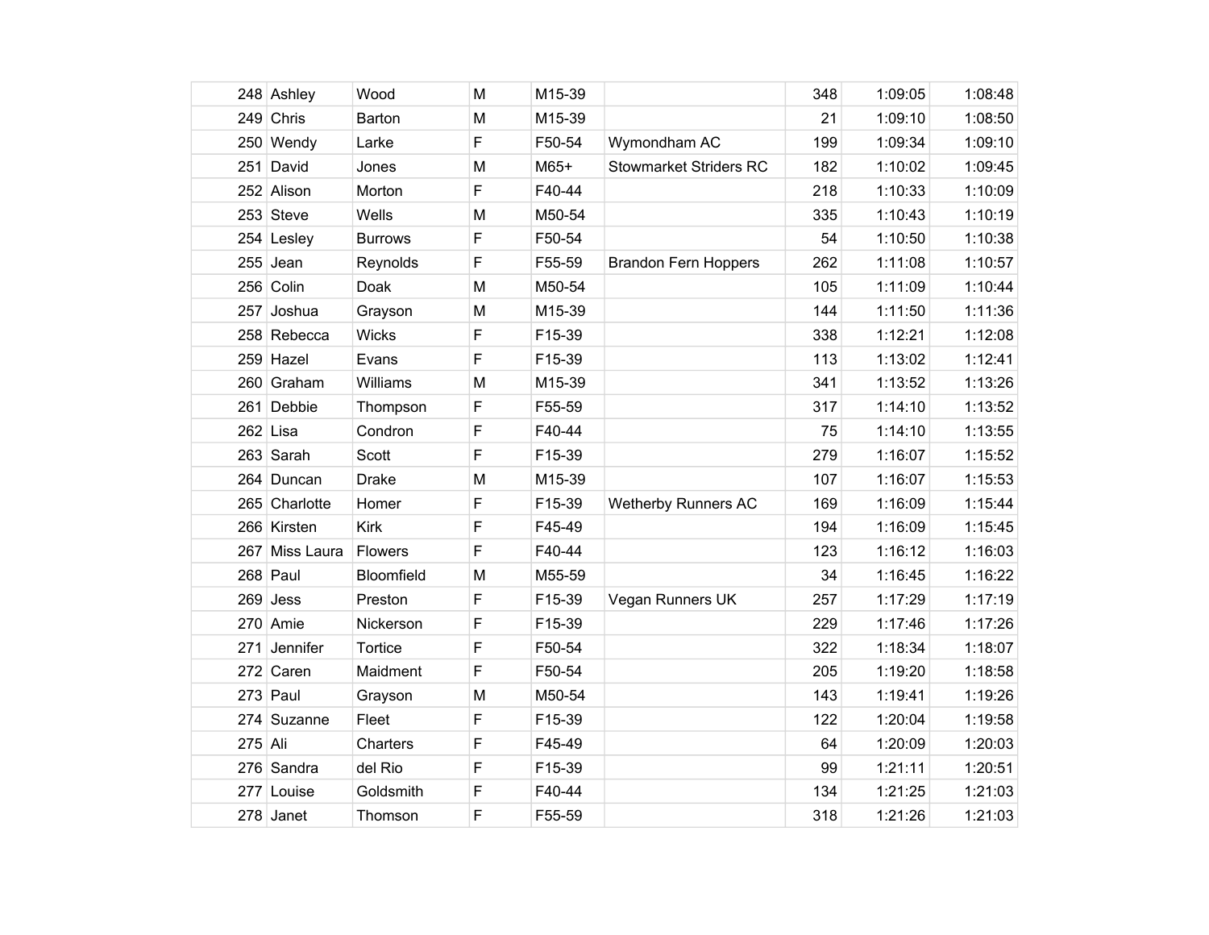| | | | | | | | |
|---|---|---|---|---|---|---|---|
| 248 | Ashley | Wood | M | M15-39 | | 348 | 1:09:05 | 1:08:48 |
| 249 | Chris | Barton | M | M15-39 | | 21 | 1:09:10 | 1:08:50 |
| 250 | Wendy | Larke | F | F50-54 | Wymondham AC | 199 | 1:09:34 | 1:09:10 |
| 251 | David | Jones | M | M65+ | Stowmarket Striders RC | 182 | 1:10:02 | 1:09:45 |
| 252 | Alison | Morton | F | F40-44 | | 218 | 1:10:33 | 1:10:09 |
| 253 | Steve | Wells | M | M50-54 | | 335 | 1:10:43 | 1:10:19 |
| 254 | Lesley | Burrows | F | F50-54 | | 54 | 1:10:50 | 1:10:38 |
| 255 | Jean | Reynolds | F | F55-59 | Brandon Fern Hoppers | 262 | 1:11:08 | 1:10:57 |
| 256 | Colin | Doak | M | M50-54 | | 105 | 1:11:09 | 1:10:44 |
| 257 | Joshua | Grayson | M | M15-39 | | 144 | 1:11:50 | 1:11:36 |
| 258 | Rebecca | Wicks | F | F15-39 | | 338 | 1:12:21 | 1:12:08 |
| 259 | Hazel | Evans | F | F15-39 | | 113 | 1:13:02 | 1:12:41 |
| 260 | Graham | Williams | M | M15-39 | | 341 | 1:13:52 | 1:13:26 |
| 261 | Debbie | Thompson | F | F55-59 | | 317 | 1:14:10 | 1:13:52 |
| 262 | Lisa | Condron | F | F40-44 | | 75 | 1:14:10 | 1:13:55 |
| 263 | Sarah | Scott | F | F15-39 | | 279 | 1:16:07 | 1:15:52 |
| 264 | Duncan | Drake | M | M15-39 | | 107 | 1:16:07 | 1:15:53 |
| 265 | Charlotte | Homer | F | F15-39 | Wetherby Runners AC | 169 | 1:16:09 | 1:15:44 |
| 266 | Kirsten | Kirk | F | F45-49 | | 194 | 1:16:09 | 1:15:45 |
| 267 | Miss Laura | Flowers | F | F40-44 | | 123 | 1:16:12 | 1:16:03 |
| 268 | Paul | Bloomfield | M | M55-59 | | 34 | 1:16:45 | 1:16:22 |
| 269 | Jess | Preston | F | F15-39 | Vegan Runners UK | 257 | 1:17:29 | 1:17:19 |
| 270 | Amie | Nickerson | F | F15-39 | | 229 | 1:17:46 | 1:17:26 |
| 271 | Jennifer | Tortice | F | F50-54 | | 322 | 1:18:34 | 1:18:07 |
| 272 | Caren | Maidment | F | F50-54 | | 205 | 1:19:20 | 1:18:58 |
| 273 | Paul | Grayson | M | M50-54 | | 143 | 1:19:41 | 1:19:26 |
| 274 | Suzanne | Fleet | F | F15-39 | | 122 | 1:20:04 | 1:19:58 |
| 275 | Ali | Charters | F | F45-49 | | 64 | 1:20:09 | 1:20:03 |
| 276 | Sandra | del Rio | F | F15-39 | | 99 | 1:21:11 | 1:20:51 |
| 277 | Louise | Goldsmith | F | F40-44 | | 134 | 1:21:25 | 1:21:03 |
| 278 | Janet | Thomson | F | F55-59 | | 318 | 1:21:26 | 1:21:03 |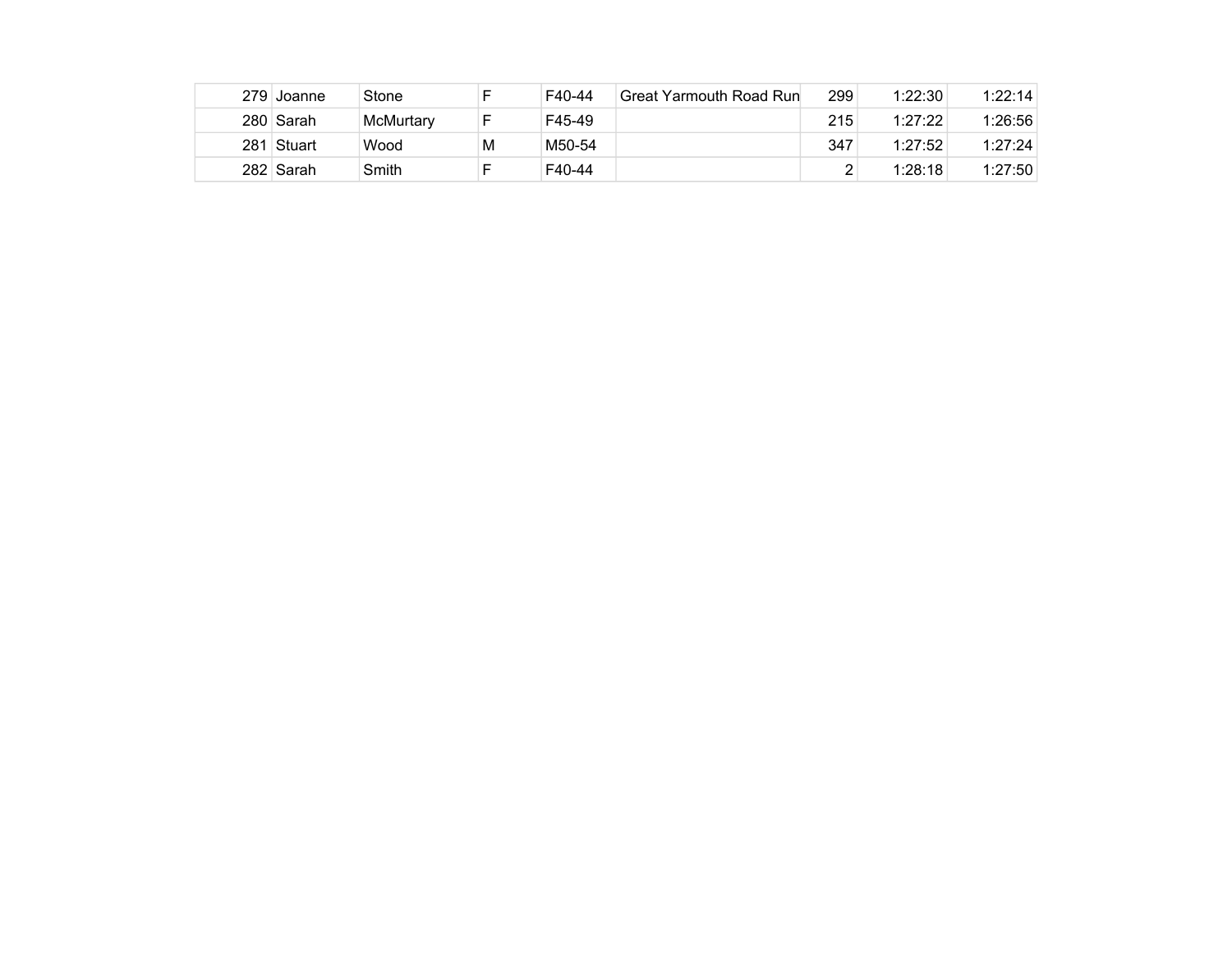| | | | | | | | | |
|---|---|---|---|---|---|---|---|---|
| 279 | Joanne | Stone | F | F40-44 | Great Yarmouth Road Run | 299 | 1:22:30 | 1:22:14 |
| 280 | Sarah | McMurtary | F | F45-49 | | 215 | 1:27:22 | 1:26:56 |
| 281 | Stuart | Wood | M | M50-54 | | 347 | 1:27:52 | 1:27:24 |
| 282 | Sarah | Smith | F | F40-44 | | 2 | 1:28:18 | 1:27:50 |